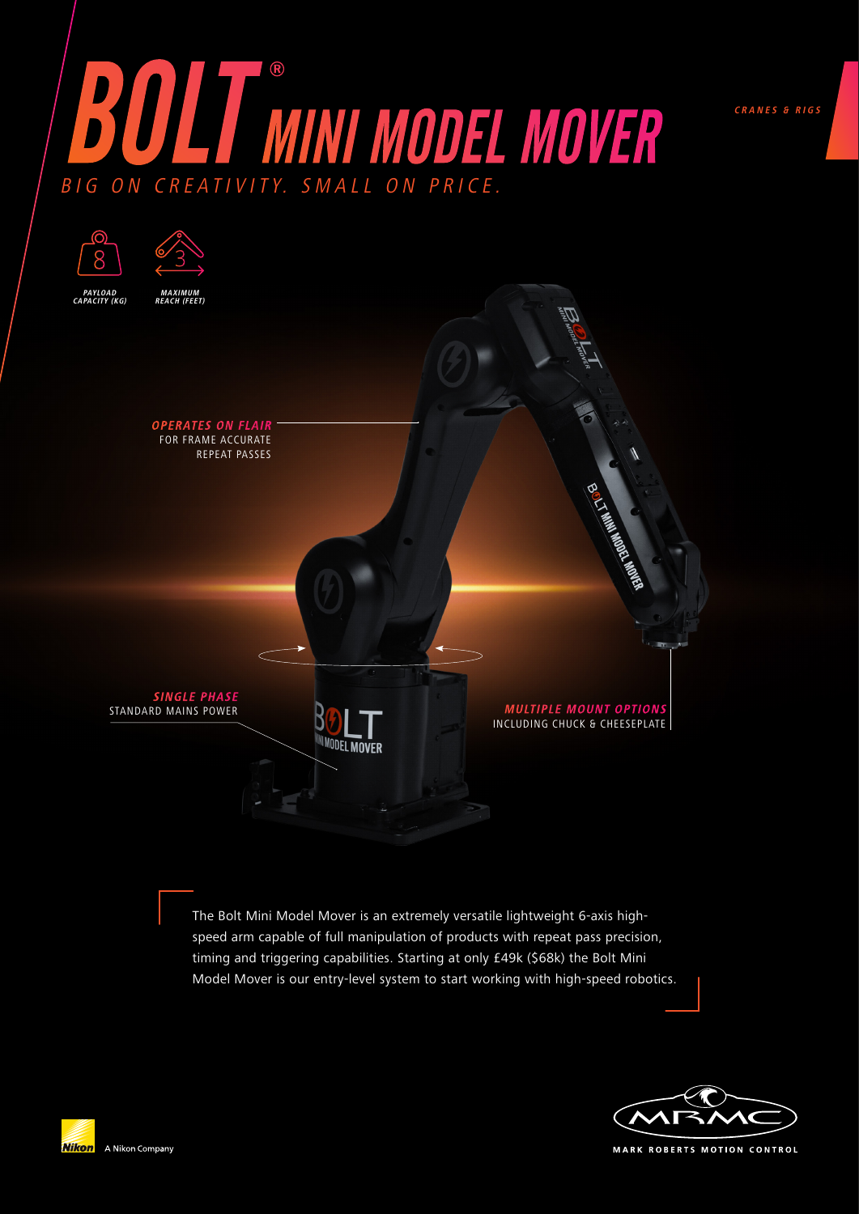CRANES & RIGS

# BOLT® MINI MODEL MOVER

*BIG ON CREATIVITY. SMALL ON PRICE.*

8
*PAYLOAD CAPACITY (KG)*

3
*MAXIMUM REACH (FEET)*

***OPERATES ON FLAIR***
FOR FRAME ACCURATE REPEAT PASSES

***SINGLE PHASE***
STANDARD MAINS POWER

***MULTIPLE MOUNT OPTIONS***
INCLUDING CHUCK & CHEESEPLATE

The Bolt Mini Model Mover is an extremely versatile lightweight 6-axis high-speed arm capable of full manipulation of products with repeat pass precision, timing and triggering capabilities. Starting at only £49k ($68k) the Bolt Mini Model Mover is our entry-level system to start working with high-speed robotics.

Nikon A Nikon Company

MARK ROBERTS MOTION CONTROL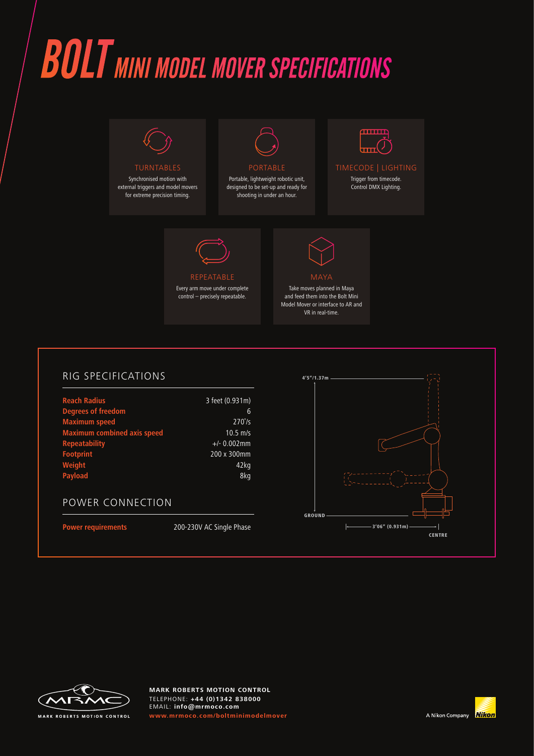# BOLT *MINI MODEL MOVER SPECIFICATIONS*

### TURNTABLES

Synchronised motion with external triggers and model movers for extreme precision timing.

### PORTABLE

Portable, lightweight robotic unit, designed to be set-up and ready for shooting in under an hour.

### TIMECODE | LIGHTING

Trigger from timecode. Control DMX Lighting.

### REPEATABLE

Every arm move under complete control – precisely repeatable.

### MAYA

Take moves planned in Maya and feed them into the Bolt Mini Model Mover or interface to AR and VR in real-time.

## RIG SPECIFICATIONS

| | |
|---|---|
| **Reach Radius** | 3 feet (0.931m) |
| **Degrees of freedom** | 6 |
| **Maximum speed** | 270˚/s |
| **Maximum combined axis speed** | 10.5 m/s |
| **Repeatability** | +/- 0.002mm |
| **Footprint** | 200 x 300mm |
| **Weight** | 42kg |
| **Payload** | 8kg |

## POWER CONNECTION

| | |
|---|---|
| **Power requirements** | 200-230V AC Single Phase |

4'5"/1.37m

GROUND

3'06" (0.931m)

CENTRE

**MARK ROBERTS MOTION CONTROL**
TELEPHONE: **+44 (0)1342 838000**
EMAIL: **info@mrmoco.com**
**www.mrmoco.com/boltminimodelmover**

A Nikon Company